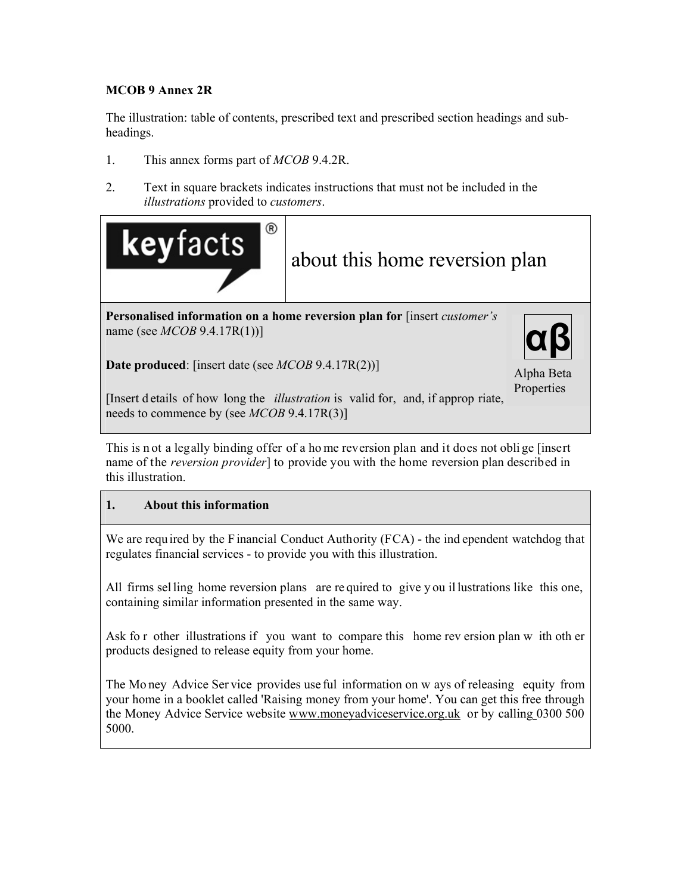**MCOB 9 Annex 2R**

The illustration: table of contents, prescribed text and prescribed section headings and sub-headings.

1. This annex forms part of *MCOB* 9.4.2R.
2. Text in square brackets indicates instructions that must not be included in the *illustrations* provided to *customers*.

| keyfacts® | about this home reversion plan |
|---|---|

**Personalised information on a home reversion plan for** [insert *customer's* name (see *MCOB* 9.4.17R(1))]

**Date produced**: [insert date (see *MCOB* 9.4.17R(2))]

[Insert details of how long the *illustration* is valid for, and, if appropriate, needs to commence by (see *MCOB* 9.4.17R(3)]

αβ
Alpha Beta Properties

This is not a legally binding offer of a home reversion plan and it does not oblige [insert name of the *reversion provider*] to provide you with the home reversion plan described in this illustration.

**1. About this information**

We are required by the Financial Conduct Authority (FCA) - the independent watchdog that regulates financial services - to provide you with this illustration.

All firms selling home reversion plans are required to give you illustrations like this one, containing similar information presented in the same way.

Ask for other illustrations if you want to compare this home reversion plan with other products designed to release equity from your home.

The Money Advice Service provides useful information on ways of releasing equity from your home in a booklet called 'Raising money from your home'. You can get this free through the Money Advice Service website www.moneyadviceservice.org.uk or by calling 0300 500 5000.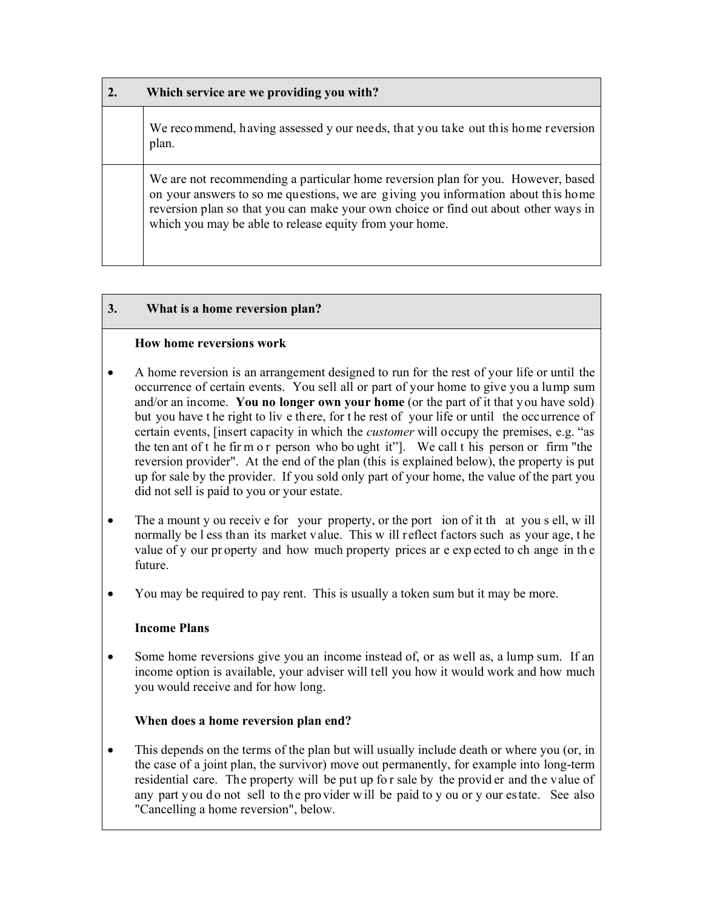| 2. | Which service are we providing you with? |
|---|---|
| | We recommend, having assessed your needs, that you take out this home reversion plan. |
| | We are not recommending a particular home reversion plan for you. However, based on your answers to some questions, we are giving you information about this home reversion plan so that you can make your own choice or find out about other ways in which you may be able to release equity from your home. |

## 3. What is a home reversion plan?

**How home reversions work**

- A home reversion is an arrangement designed to run for the rest of your life or until the occurrence of certain events. You sell all or part of your home to give you a lump sum and/or an income. **You no longer own your home** (or the part of it that you have sold) but you have the right to live there, for the rest of your life or until the occurrence of certain events, [insert capacity in which the *customer* will occupy the premises, e.g. "as the tenant of the firm or person who bought it"]. We call this person or firm "the reversion provider". At the end of the plan (this is explained below), the property is put up for sale by the provider. If you sold only part of your home, the value of the part you did not sell is paid to you or your estate.
- The amount you receive for your property, or the portion of it that you sell, will normally be less than its market value. This will reflect factors such as your age, the value of your property and how much property prices are expected to change in the future.
- You may be required to pay rent. This is usually a token sum but it may be more.

**Income Plans**

- Some home reversions give you an income instead of, or as well as, a lump sum. If an income option is available, your adviser will tell you how it would work and how much you would receive and for how long.

**When does a home reversion plan end?**

- This depends on the terms of the plan but will usually include death or where you (or, in the case of a joint plan, the survivor) move out permanently, for example into long-term residential care. The property will be put up for sale by the provider and the value of any part you do not sell to the provider will be paid to you or your estate. See also "Cancelling a home reversion", below.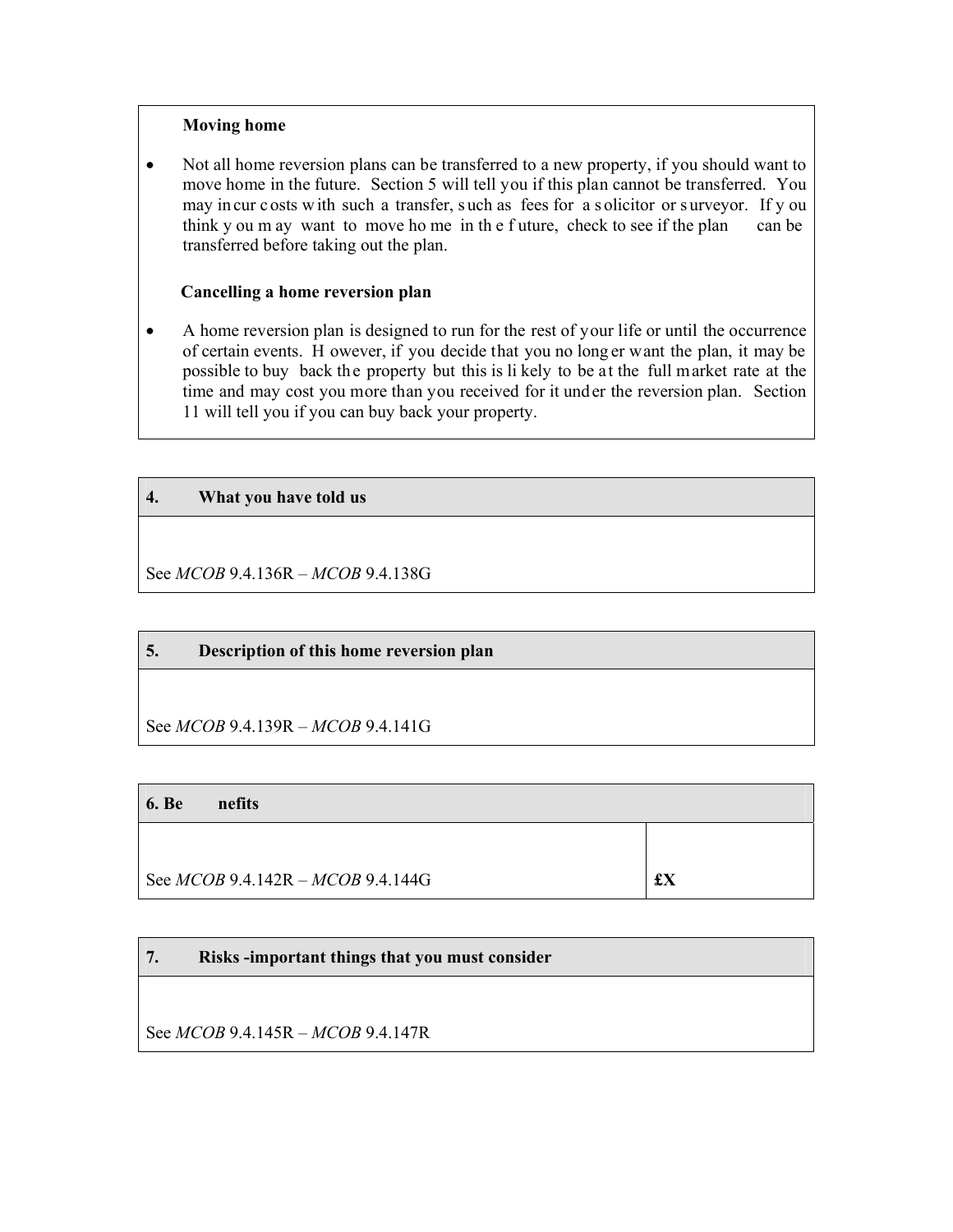**Moving home**

- Not all home reversion plans can be transferred to a new property, if you should want to move home in the future. Section 5 will tell you if this plan cannot be transferred. You may incur costs with such a transfer, such as fees for a solicitor or surveyor. If you think you may want to move home in the future, check to see if the plan can be transferred before taking out the plan.

**Cancelling a home reversion plan**

- A home reversion plan is designed to run for the rest of your life or until the occurrence of certain events. However, if you decide that you no longer want the plan, it may be possible to buy back the property but this is likely to be at the full market rate at the time and may cost you more than you received for it under the reversion plan. Section 11 will tell you if you can buy back your property.

| **4. What you have told us** |
|---|
| See *MCOB* 9.4.136R – *MCOB* 9.4.138G |

| **5. Description of this home reversion plan** |
|---|
| See *MCOB* 9.4.139R – *MCOB* 9.4.141G |

| **6. Benefits** | |
|---|---|
| See *MCOB* 9.4.142R – *MCOB* 9.4.144G | **£X** |

| **7. Risks -important things that you must consider** |
|---|
| See *MCOB* 9.4.145R – *MCOB* 9.4.147R |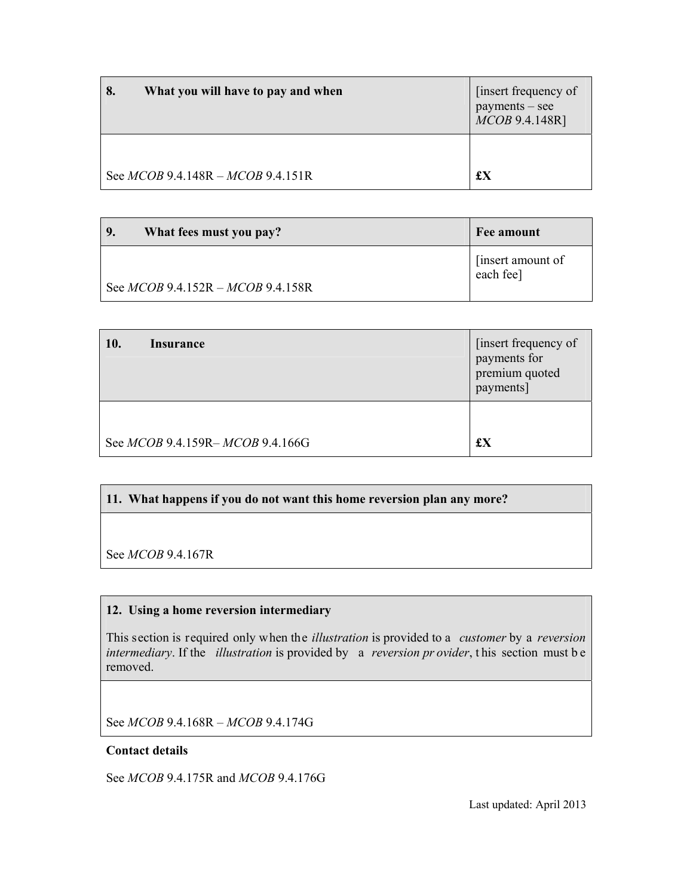| 8. What you will have to pay and when | [insert frequency of payments – see *MCOB* 9.4.148R] |
|---|---|
| See *MCOB* 9.4.148R – *MCOB* 9.4.151R | **£X** |

| 9. What fees must you pay? | Fee amount |
|---|---|
| See *MCOB* 9.4.152R – *MCOB* 9.4.158R | [insert amount of each fee] |

| 10. Insurance | [insert frequency of payments for premium quoted payments] |
|---|---|
| See *MCOB* 9.4.159R– *MCOB* 9.4.166G | **£X** |

| 11. What happens if you do not want this home reversion plan any more? |
|---|
| See *MCOB* 9.4.167R |

| 12. Using a home reversion intermediary<br><br>This section is required only when the *illustration* is provided to a *customer* by a *reversion intermediary*. If the *illustration* is provided by a *reversion provider*, this section must be removed. |
|---|
| See *MCOB* 9.4.168R – *MCOB* 9.4.174G |

**Contact details**

See *MCOB* 9.4.175R and *MCOB* 9.4.176G

Last updated: April 2013